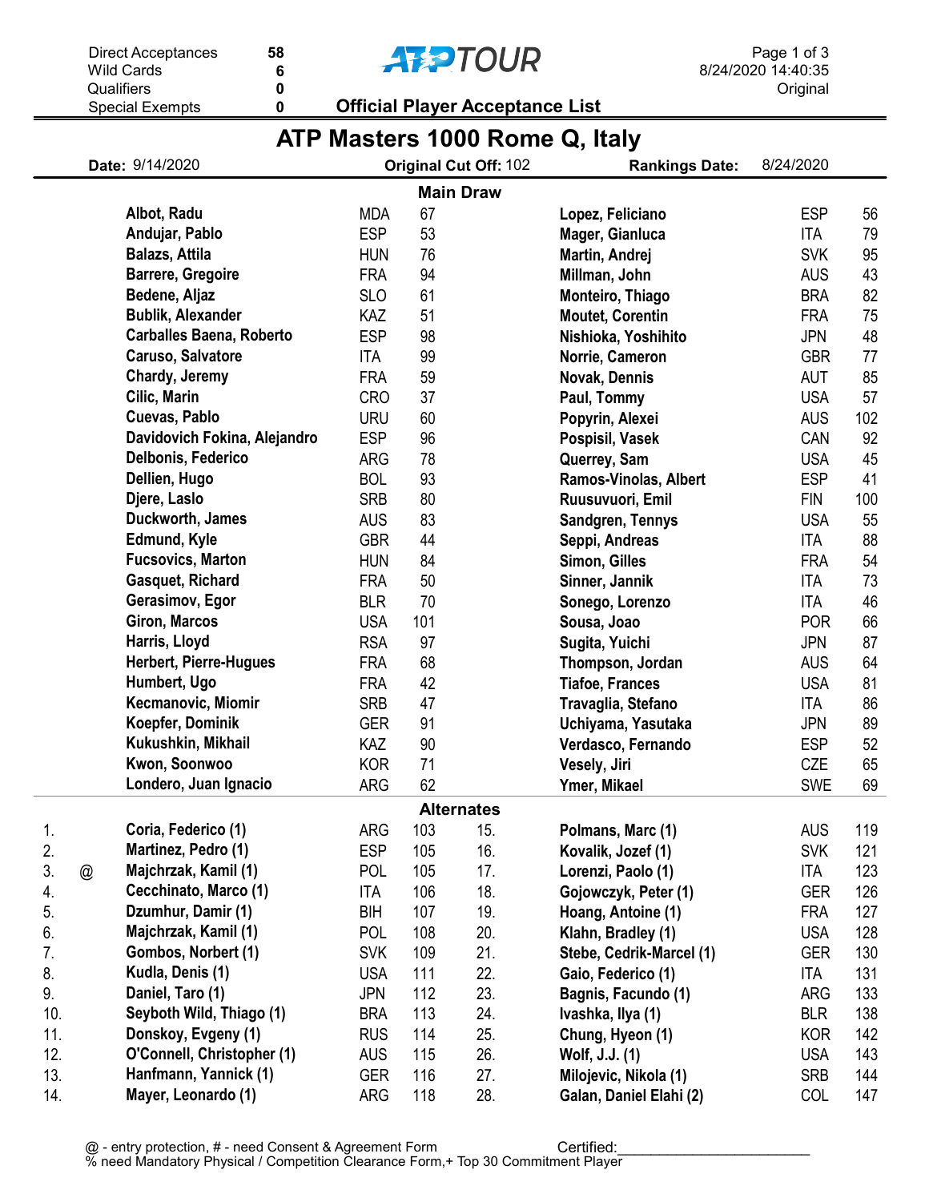| | |
|---|---|
| Direct Acceptances | 58 |
| Wild Cards | 6 |
| Qualifiers | 0 |
| Special Exempts | 0 |

**ATP TOUR**

8/24/2020 14:40:35
Original

## Official Player Acceptance List

# ATP Masters 1000 Rome Q, Italy

**Date:** 9/14/2020 **Original Cut Off:** 102 **Rankings Date:** 8/24/2020

### Main Draw

| Player | Country | Rank | Player | Country | Rank |
|---|---|---|---|---|---|
| Albot, Radu | MDA | 67 | Lopez, Feliciano | ESP | 56 |
| Andujar, Pablo | ESP | 53 | Mager, Gianluca | ITA | 79 |
| Balazs, Attila | HUN | 76 | Martin, Andrej | SVK | 95 |
| Barrere, Gregoire | FRA | 94 | Millman, John | AUS | 43 |
| Bedene, Aljaz | SLO | 61 | Monteiro, Thiago | BRA | 82 |
| Bublik, Alexander | KAZ | 51 | Moutet, Corentin | FRA | 75 |
| Carballes Baena, Roberto | ESP | 98 | Nishioka, Yoshihito | JPN | 48 |
| Caruso, Salvatore | ITA | 99 | Norrie, Cameron | GBR | 77 |
| Chardy, Jeremy | FRA | 59 | Novak, Dennis | AUT | 85 |
| Cilic, Marin | CRO | 37 | Paul, Tommy | USA | 57 |
| Cuevas, Pablo | URU | 60 | Popyrin, Alexei | AUS | 102 |
| Davidovich Fokina, Alejandro | ESP | 96 | Pospisil, Vasek | CAN | 92 |
| Delbonis, Federico | ARG | 78 | Querrey, Sam | USA | 45 |
| Dellien, Hugo | BOL | 93 | Ramos-Vinolas, Albert | ESP | 41 |
| Djere, Laslo | SRB | 80 | Ruusuvuori, Emil | FIN | 100 |
| Duckworth, James | AUS | 83 | Sandgren, Tennys | USA | 55 |
| Edmund, Kyle | GBR | 44 | Seppi, Andreas | ITA | 88 |
| Fucsovics, Marton | HUN | 84 | Simon, Gilles | FRA | 54 |
| Gasquet, Richard | FRA | 50 | Sinner, Jannik | ITA | 73 |
| Gerasimov, Egor | BLR | 70 | Sonego, Lorenzo | ITA | 46 |
| Giron, Marcos | USA | 101 | Sousa, Joao | POR | 66 |
| Harris, Lloyd | RSA | 97 | Sugita, Yuichi | JPN | 87 |
| Herbert, Pierre-Hugues | FRA | 68 | Thompson, Jordan | AUS | 64 |
| Humbert, Ugo | FRA | 42 | Tiafoe, Frances | USA | 81 |
| Kecmanovic, Miomir | SRB | 47 | Travaglia, Stefano | ITA | 86 |
| Koepfer, Dominik | GER | 91 | Uchiyama, Yasutaka | JPN | 89 |
| Kukushkin, Mikhail | KAZ | 90 | Verdasco, Fernando | ESP | 52 |
| Kwon, Soonwoo | KOR | 71 | Vesely, Jiri | CZE | 65 |
| Londero, Juan Ignacio | ARG | 62 | Ymer, Mikael | SWE | 69 |

### Alternates

| # | | Player | Country | Rank | # | Player | Country | Rank |
|---|---|---|---|---|---|---|---|---|
| 1. | | Coria, Federico (1) | ARG | 103 | 15. | Polmans, Marc (1) | AUS | 119 |
| 2. | | Martinez, Pedro (1) | ESP | 105 | 16. | Kovalik, Jozef (1) | SVK | 121 |
| 3. | @ | Majchrzak, Kamil (1) | POL | 105 | 17. | Lorenzi, Paolo (1) | ITA | 123 |
| 4. | | Cecchinato, Marco (1) | ITA | 106 | 18. | Gojowczyk, Peter (1) | GER | 126 |
| 5. | | Dzumhur, Damir (1) | BIH | 107 | 19. | Hoang, Antoine (1) | FRA | 127 |
| 6. | | Majchrzak, Kamil (1) | POL | 108 | 20. | Klahn, Bradley (1) | USA | 128 |
| 7. | | Gombos, Norbert (1) | SVK | 109 | 21. | Stebe, Cedrik-Marcel (1) | GER | 130 |
| 8. | | Kudla, Denis (1) | USA | 111 | 22. | Gaio, Federico (1) | ITA | 131 |
| 9. | | Daniel, Taro (1) | JPN | 112 | 23. | Bagnis, Facundo (1) | ARG | 133 |
| 10. | | Seyboth Wild, Thiago (1) | BRA | 113 | 24. | Ivashka, Ilya (1) | BLR | 138 |
| 11. | | Donskoy, Evgeny (1) | RUS | 114 | 25. | Chung, Hyeon (1) | KOR | 142 |
| 12. | | O'Connell, Christopher (1) | AUS | 115 | 26. | Wolf, J.J. (1) | USA | 143 |
| 13. | | Hanfmann, Yannick (1) | GER | 116 | 27. | Milojevic, Nikola (1) | SRB | 144 |
| 14. | | Mayer, Leonardo (1) | ARG | 118 | 28. | Galan, Daniel Elahi (2) | COL | 147 |

@ - entry protection, # - need Consent & Agreement Form Certified:________________________
% need Mandatory Physical / Competition Clearance Form,+ Top 30 Commitment Player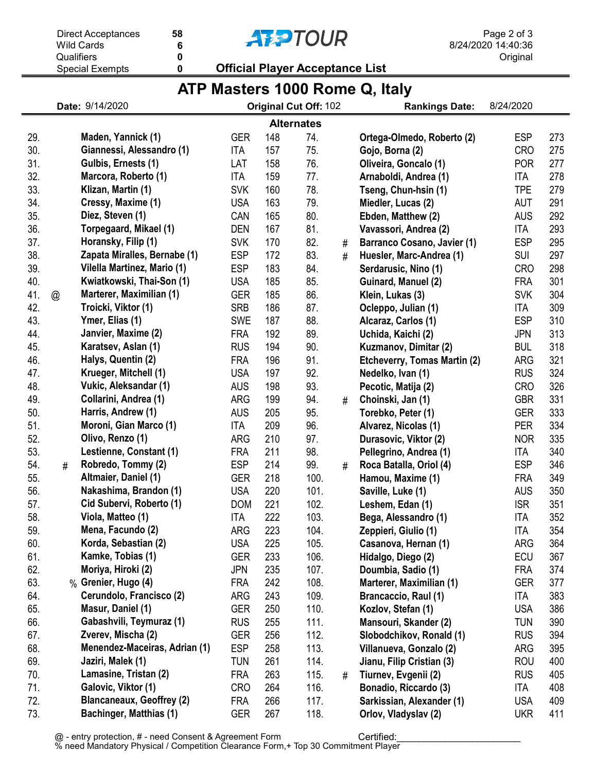| Direct Acceptances | 58 |
|---|---|
| Wild Cards | 6 |
| Qualifiers | 0 |
| Special Exempts | 0 |

**ATP TOUR**

8/24/2020 14:40:36
Original

## Official Player Acceptance List

# ATP Masters 1000 Rome Q, Italy

**Date:** 9/14/2020 **Original Cut Off:** 102 **Rankings Date:** 8/24/2020

### Alternates

| No. | | Player | Country | Rank | No. | | Player | Country | Rank |
|---|---|---|---|---|---|---|---|---|---|
| 29. | | Maden, Yannick (1) | GER | 148 | 74. | | Ortega-Olmedo, Roberto (2) | ESP | 273 |
| 30. | | Giannessi, Alessandro (1) | ITA | 157 | 75. | | Gojo, Borna (2) | CRO | 275 |
| 31. | | Gulbis, Ernests (1) | LAT | 158 | 76. | | Oliveira, Goncalo (1) | POR | 277 |
| 32. | | Marcora, Roberto (1) | ITA | 159 | 77. | | Arnaboldi, Andrea (1) | ITA | 278 |
| 33. | | Klizan, Martin (1) | SVK | 160 | 78. | | Tseng, Chun-hsin (1) | TPE | 279 |
| 34. | | Cressy, Maxime (1) | USA | 163 | 79. | | Miedler, Lucas (2) | AUT | 291 |
| 35. | | Diez, Steven (1) | CAN | 165 | 80. | | Ebden, Matthew (2) | AUS | 292 |
| 36. | | Torpegaard, Mikael (1) | DEN | 167 | 81. | | Vavassori, Andrea (2) | ITA | 293 |
| 37. | | Horansky, Filip (1) | SVK | 170 | 82. | # | Barranco Cosano, Javier (1) | ESP | 295 |
| 38. | | Zapata Miralles, Bernabe (1) | ESP | 172 | 83. | # | Huesler, Marc-Andrea (1) | SUI | 297 |
| 39. | | Vilella Martinez, Mario (1) | ESP | 183 | 84. | | Serdarusic, Nino (1) | CRO | 298 |
| 40. | | Kwiatkowski, Thai-Son (1) | USA | 185 | 85. | | Guinard, Manuel (2) | FRA | 301 |
| 41. | @ | Marterer, Maximilian (1) | GER | 185 | 86. | | Klein, Lukas (3) | SVK | 304 |
| 42. | | Troicki, Viktor (1) | SRB | 186 | 87. | | Ocleppo, Julian (1) | ITA | 309 |
| 43. | | Ymer, Elias (1) | SWE | 187 | 88. | | Alcaraz, Carlos (1) | ESP | 310 |
| 44. | | Janvier, Maxime (2) | FRA | 192 | 89. | | Uchida, Kaichi (2) | JPN | 313 |
| 45. | | Karatsev, Aslan (1) | RUS | 194 | 90. | | Kuzmanov, Dimitar (2) | BUL | 318 |
| 46. | | Halys, Quentin (2) | FRA | 196 | 91. | | Etcheverry, Tomas Martin (2) | ARG | 321 |
| 47. | | Krueger, Mitchell (1) | USA | 197 | 92. | | Nedelko, Ivan (1) | RUS | 324 |
| 48. | | Vukic, Aleksandar (1) | AUS | 198 | 93. | | Pecotic, Matija (2) | CRO | 326 |
| 49. | | Collarini, Andrea (1) | ARG | 199 | 94. | # | Choinski, Jan (1) | GBR | 331 |
| 50. | | Harris, Andrew (1) | AUS | 205 | 95. | | Torebko, Peter (1) | GER | 333 |
| 51. | | Moroni, Gian Marco (1) | ITA | 209 | 96. | | Alvarez, Nicolas (1) | PER | 334 |
| 52. | | Olivo, Renzo (1) | ARG | 210 | 97. | | Durasovic, Viktor (2) | NOR | 335 |
| 53. | | Lestienne, Constant (1) | FRA | 211 | 98. | | Pellegrino, Andrea (1) | ITA | 340 |
| 54. | # | Robredo, Tommy (2) | ESP | 214 | 99. | # | Roca Batalla, Oriol (4) | ESP | 346 |
| 55. | | Altmaier, Daniel (1) | GER | 218 | 100. | | Hamou, Maxime (1) | FRA | 349 |
| 56. | | Nakashima, Brandon (1) | USA | 220 | 101. | | Saville, Luke (1) | AUS | 350 |
| 57. | | Cid Subervi, Roberto (1) | DOM | 221 | 102. | | Leshem, Edan (1) | ISR | 351 |
| 58. | | Viola, Matteo (1) | ITA | 222 | 103. | | Bega, Alessandro (1) | ITA | 352 |
| 59. | | Mena, Facundo (2) | ARG | 223 | 104. | | Zeppieri, Giulio (1) | ITA | 354 |
| 60. | | Korda, Sebastian (2) | USA | 225 | 105. | | Casanova, Hernan (1) | ARG | 364 |
| 61. | | Kamke, Tobias (1) | GER | 233 | 106. | | Hidalgo, Diego (2) | ECU | 367 |
| 62. | | Moriya, Hiroki (2) | JPN | 235 | 107. | | Doumbia, Sadio (1) | FRA | 374 |
| 63. | % | Grenier, Hugo (4) | FRA | 242 | 108. | | Marterer, Maximilian (1) | GER | 377 |
| 64. | | Cerundolo, Francisco (2) | ARG | 243 | 109. | | Brancaccio, Raul (1) | ITA | 383 |
| 65. | | Masur, Daniel (1) | GER | 250 | 110. | | Kozlov, Stefan (1) | USA | 386 |
| 66. | | Gabashvili, Teymuraz (1) | RUS | 255 | 111. | | Mansouri, Skander (2) | TUN | 390 |
| 67. | | Zverev, Mischa (2) | GER | 256 | 112. | | Slobodchikov, Ronald (1) | RUS | 394 |
| 68. | | Menendez-Maceiras, Adrian (1) | ESP | 258 | 113. | | Villanueva, Gonzalo (2) | ARG | 395 |
| 69. | | Jaziri, Malek (1) | TUN | 261 | 114. | | Jianu, Filip Cristian (3) | ROU | 400 |
| 70. | | Lamasine, Tristan (2) | FRA | 263 | 115. | # | Tiurnev, Evgenii (2) | RUS | 405 |
| 71. | | Galovic, Viktor (1) | CRO | 264 | 116. | | Bonadio, Riccardo (3) | ITA | 408 |
| 72. | | Blancaneaux, Geoffrey (2) | FRA | 266 | 117. | | Sarkissian, Alexander (1) | USA | 409 |
| 73. | | Bachinger, Matthias (1) | GER | 267 | 118. | | Orlov, Vladyslav (2) | UKR | 411 |

@ - entry protection, # - need Consent & Agreement Form
% need Mandatory Physical / Competition Clearance Form,+ Top 30 Commitment Player

Certified:________________________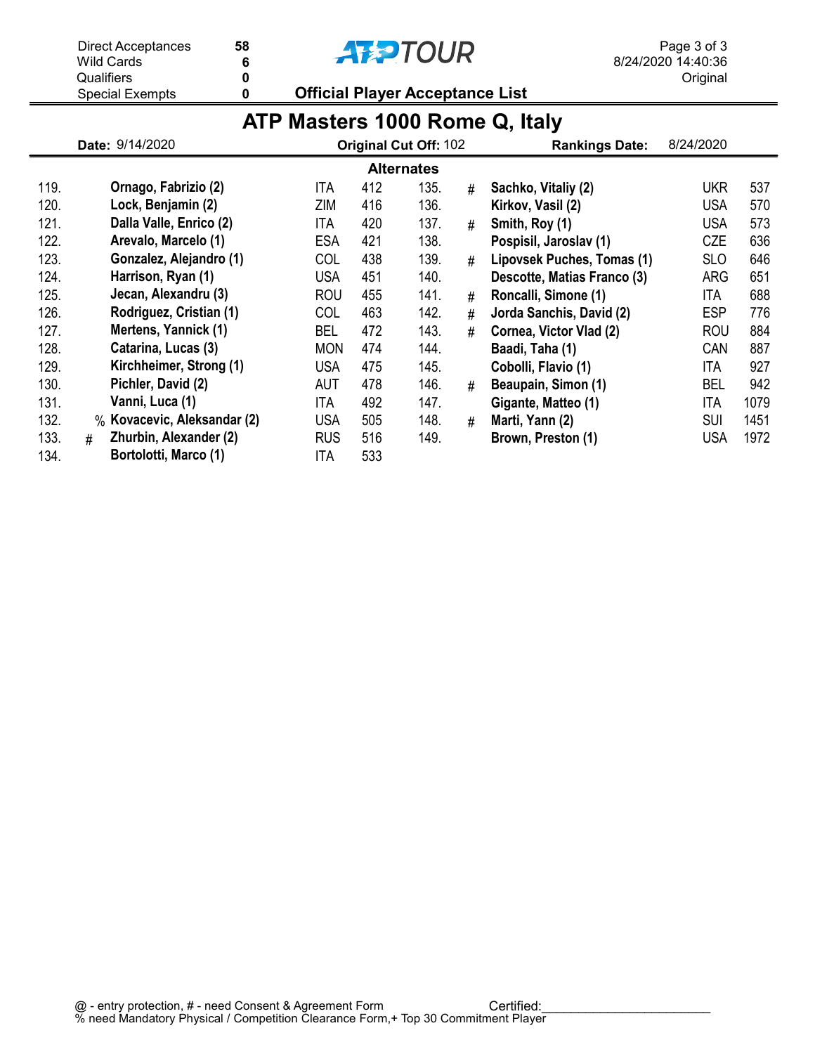Direct Acceptances 58
Wild Cards 6
Qualifiers 0
Special Exempts 0

8/24/2020 14:40:36
Original

**ATP TOUR**

**Official Player Acceptance List**

# ATP Masters 1000 Rome Q, Italy

**Date:** 9/14/2020 | **Original Cut Off:** 102 | **Rankings Date:** 8/24/2020

## Alternates

| | | | | | | | | | |
|---|---|---|---|---|---|---|---|---|---|
| 119. | | Ornago, Fabrizio (2) | ITA | 412 | 135. | # | Sachko, Vitaliy (2) | UKR | 537 |
| 120. | | Lock, Benjamin (2) | ZIM | 416 | 136. | | Kirkov, Vasil (2) | USA | 570 |
| 121. | | Dalla Valle, Enrico (2) | ITA | 420 | 137. | # | Smith, Roy (1) | USA | 573 |
| 122. | | Arevalo, Marcelo (1) | ESA | 421 | 138. | | Pospisil, Jaroslav (1) | CZE | 636 |
| 123. | | Gonzalez, Alejandro (1) | COL | 438 | 139. | # | Lipovsek Puches, Tomas (1) | SLO | 646 |
| 124. | | Harrison, Ryan (1) | USA | 451 | 140. | | Descotte, Matias Franco (3) | ARG | 651 |
| 125. | | Jecan, Alexandru (3) | ROU | 455 | 141. | # | Roncalli, Simone (1) | ITA | 688 |
| 126. | | Rodriguez, Cristian (1) | COL | 463 | 142. | # | Jorda Sanchis, David (2) | ESP | 776 |
| 127. | | Mertens, Yannick (1) | BEL | 472 | 143. | # | Cornea, Victor Vlad (2) | ROU | 884 |
| 128. | | Catarina, Lucas (3) | MON | 474 | 144. | | Baadi, Taha (1) | CAN | 887 |
| 129. | | Kirchheimer, Strong (1) | USA | 475 | 145. | | Cobolli, Flavio (1) | ITA | 927 |
| 130. | | Pichler, David (2) | AUT | 478 | 146. | # | Beaupain, Simon (1) | BEL | 942 |
| 131. | | Vanni, Luca (1) | ITA | 492 | 147. | | Gigante, Matteo (1) | ITA | 1079 |
| 132. | % | Kovacevic, Aleksandar (2) | USA | 505 | 148. | # | Marti, Yann (2) | SUI | 1451 |
| 133. | # | Zhurbin, Alexander (2) | RUS | 516 | 149. | | Brown, Preston (1) | USA | 1972 |
| 134. | | Bortolotti, Marco (1) | ITA | 533 | | | | | |

@ - entry protection, # - need Consent & Agreement Form
% need Mandatory Physical / Competition Clearance Form,+ Top 30 Commitment Player

Certified:________________________